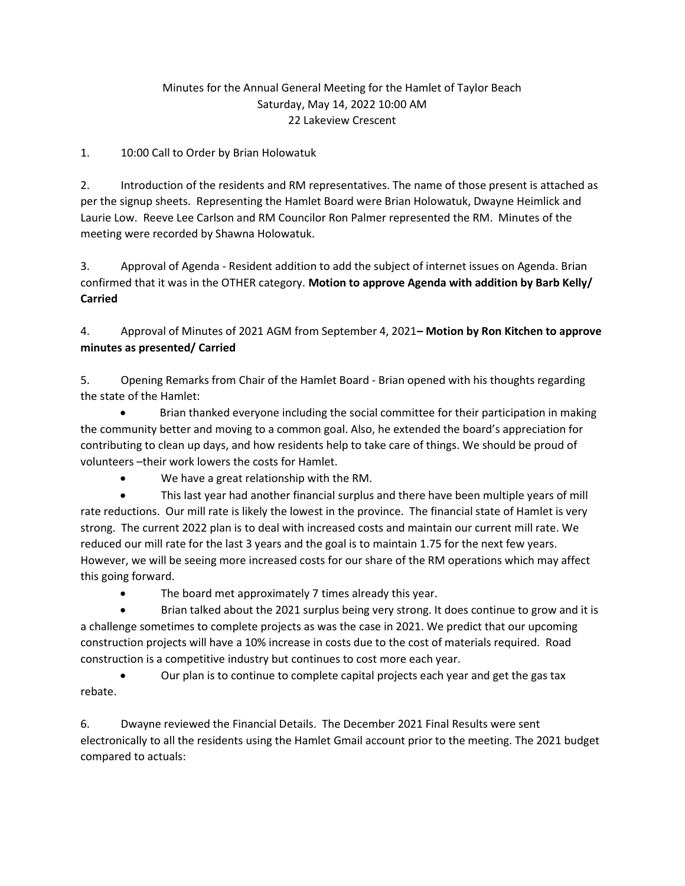Minutes for the Annual General Meeting for the Hamlet of Taylor Beach
Saturday, May 14, 2022 10:00 AM
22 Lakeview Crescent

1. 10:00 Call to Order by Brian Holowatuk

2. Introduction of the residents and RM representatives. The name of those present is attached as per the signup sheets. Representing the Hamlet Board were Brian Holowatuk, Dwayne Heimlick and Laurie Low. Reeve Lee Carlson and RM Councilor Ron Palmer represented the RM. Minutes of the meeting were recorded by Shawna Holowatuk.

3. Approval of Agenda - Resident addition to add the subject of internet issues on Agenda. Brian confirmed that it was in the OTHER category. **Motion to approve Agenda with addition by Barb Kelly/ Carried**

4. Approval of Minutes of 2021 AGM from September 4, 2021**– Motion by Ron Kitchen to approve minutes as presented/ Carried**

5. Opening Remarks from Chair of the Hamlet Board - Brian opened with his thoughts regarding the state of the Hamlet:

- Brian thanked everyone including the social committee for their participation in making the community better and moving to a common goal. Also, he extended the board's appreciation for contributing to clean up days, and how residents help to take care of things. We should be proud of volunteers –their work lowers the costs for Hamlet.
- We have a great relationship with the RM.
- This last year had another financial surplus and there have been multiple years of mill rate reductions. Our mill rate is likely the lowest in the province. The financial state of Hamlet is very strong. The current 2022 plan is to deal with increased costs and maintain our current mill rate. We reduced our mill rate for the last 3 years and the goal is to maintain 1.75 for the next few years. However, we will be seeing more increased costs for our share of the RM operations which may affect this going forward.
- The board met approximately 7 times already this year.
- Brian talked about the 2021 surplus being very strong. It does continue to grow and it is a challenge sometimes to complete projects as was the case in 2021. We predict that our upcoming construction projects will have a 10% increase in costs due to the cost of materials required. Road construction is a competitive industry but continues to cost more each year.
- Our plan is to continue to complete capital projects each year and get the gas tax rebate.

6. Dwayne reviewed the Financial Details. The December 2021 Final Results were sent electronically to all the residents using the Hamlet Gmail account prior to the meeting. The 2021 budget compared to actuals: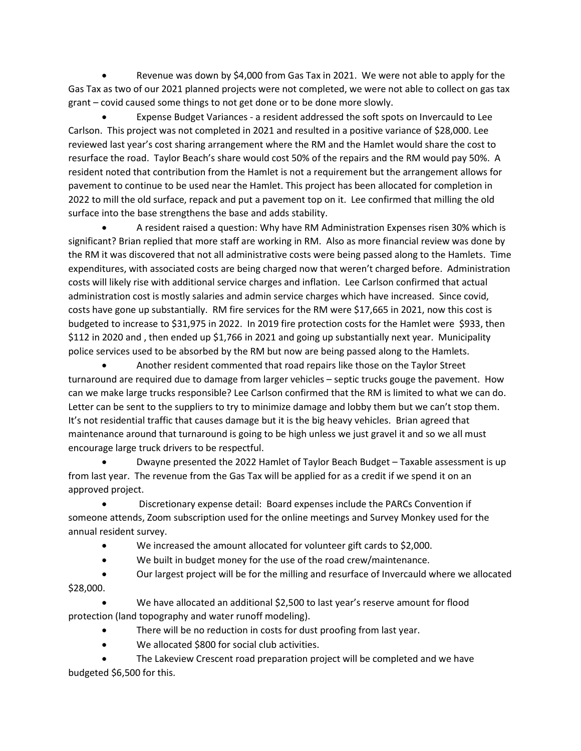- Revenue was down by $4,000 from Gas Tax in 2021. We were not able to apply for the Gas Tax as two of our 2021 planned projects were not completed, we were not able to collect on gas tax grant – covid caused some things to not get done or to be done more slowly.
- Expense Budget Variances - a resident addressed the soft spots on Invercauld to Lee Carlson. This project was not completed in 2021 and resulted in a positive variance of $28,000. Lee reviewed last year's cost sharing arrangement where the RM and the Hamlet would share the cost to resurface the road. Taylor Beach's share would cost 50% of the repairs and the RM would pay 50%. A resident noted that contribution from the Hamlet is not a requirement but the arrangement allows for pavement to continue to be used near the Hamlet. This project has been allocated for completion in 2022 to mill the old surface, repack and put a pavement top on it. Lee confirmed that milling the old surface into the base strengthens the base and adds stability.
- A resident raised a question: Why have RM Administration Expenses risen 30% which is significant? Brian replied that more staff are working in RM. Also as more financial review was done by the RM it was discovered that not all administrative costs were being passed along to the Hamlets. Time expenditures, with associated costs are being charged now that weren't charged before. Administration costs will likely rise with additional service charges and inflation. Lee Carlson confirmed that actual administration cost is mostly salaries and admin service charges which have increased. Since covid, costs have gone up substantially. RM fire services for the RM were $17,665 in 2021, now this cost is budgeted to increase to $31,975 in 2022. In 2019 fire protection costs for the Hamlet were $933, then $112 in 2020 and , then ended up $1,766 in 2021 and going up substantially next year. Municipality police services used to be absorbed by the RM but now are being passed along to the Hamlets.
- Another resident commented that road repairs like those on the Taylor Street turnaround are required due to damage from larger vehicles – septic trucks gouge the pavement. How can we make large trucks responsible? Lee Carlson confirmed that the RM is limited to what we can do. Letter can be sent to the suppliers to try to minimize damage and lobby them but we can't stop them. It's not residential traffic that causes damage but it is the big heavy vehicles. Brian agreed that maintenance around that turnaround is going to be high unless we just gravel it and so we all must encourage large truck drivers to be respectful.
- Dwayne presented the 2022 Hamlet of Taylor Beach Budget – Taxable assessment is up from last year. The revenue from the Gas Tax will be applied for as a credit if we spend it on an approved project.
- Discretionary expense detail: Board expenses include the PARCs Convention if someone attends, Zoom subscription used for the online meetings and Survey Monkey used for the annual resident survey.
- We increased the amount allocated for volunteer gift cards to $2,000.
- We built in budget money for the use of the road crew/maintenance.
- Our largest project will be for the milling and resurface of Invercauld where we allocated $28,000.
- We have allocated an additional $2,500 to last year's reserve amount for flood protection (land topography and water runoff modeling).
- There will be no reduction in costs for dust proofing from last year.
- We allocated $800 for social club activities.
- The Lakeview Crescent road preparation project will be completed and we have budgeted $6,500 for this.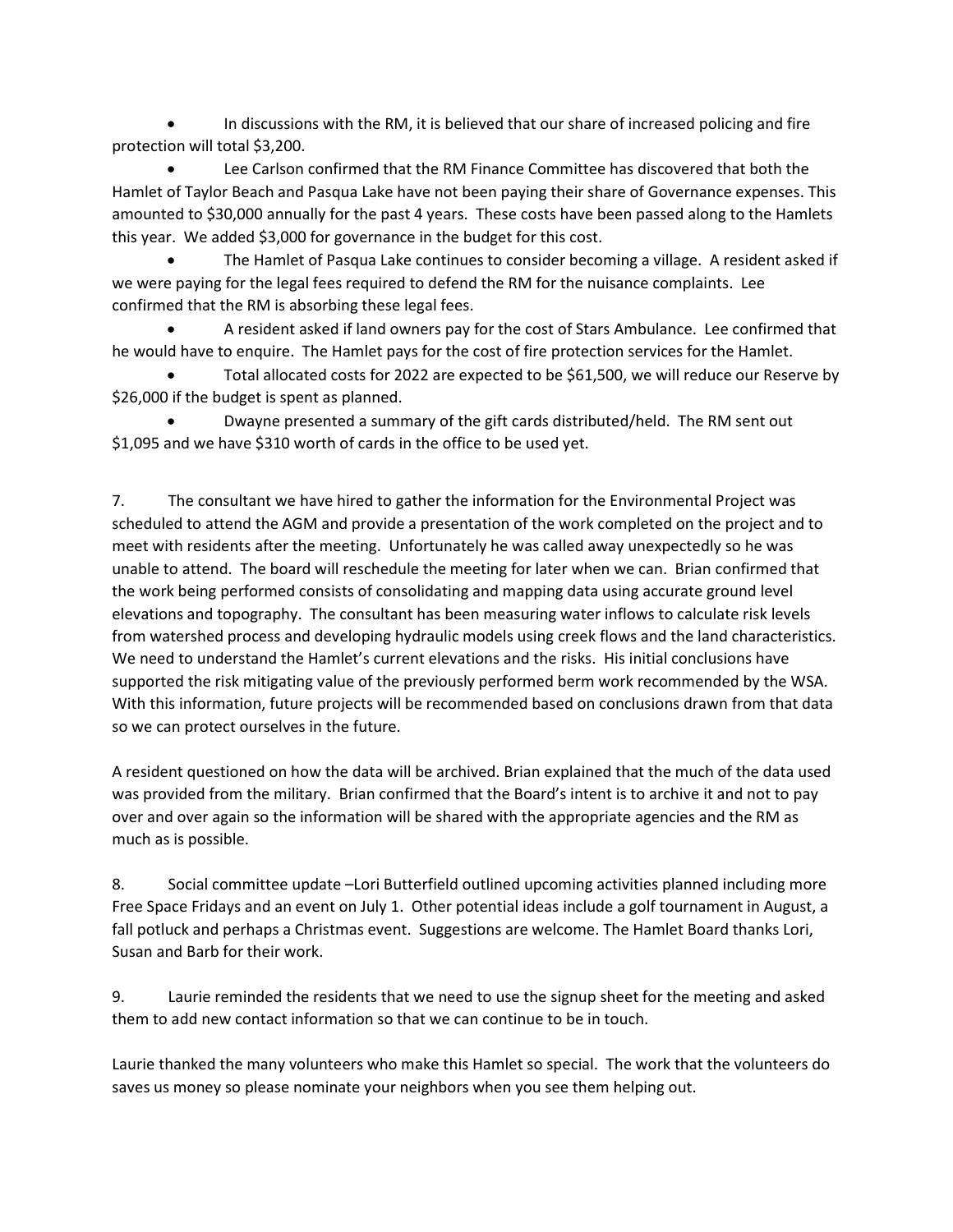- In discussions with the RM, it is believed that our share of increased policing and fire protection will total $3,200.
- Lee Carlson confirmed that the RM Finance Committee has discovered that both the Hamlet of Taylor Beach and Pasqua Lake have not been paying their share of Governance expenses. This amounted to $30,000 annually for the past 4 years. These costs have been passed along to the Hamlets this year. We added $3,000 for governance in the budget for this cost.
- The Hamlet of Pasqua Lake continues to consider becoming a village. A resident asked if we were paying for the legal fees required to defend the RM for the nuisance complaints. Lee confirmed that the RM is absorbing these legal fees.
- A resident asked if land owners pay for the cost of Stars Ambulance. Lee confirmed that he would have to enquire. The Hamlet pays for the cost of fire protection services for the Hamlet.
- Total allocated costs for 2022 are expected to be $61,500, we will reduce our Reserve by $26,000 if the budget is spent as planned.
- Dwayne presented a summary of the gift cards distributed/held. The RM sent out $1,095 and we have $310 worth of cards in the office to be used yet.

7. The consultant we have hired to gather the information for the Environmental Project was scheduled to attend the AGM and provide a presentation of the work completed on the project and to meet with residents after the meeting. Unfortunately he was called away unexpectedly so he was unable to attend. The board will reschedule the meeting for later when we can. Brian confirmed that the work being performed consists of consolidating and mapping data using accurate ground level elevations and topography. The consultant has been measuring water inflows to calculate risk levels from watershed process and developing hydraulic models using creek flows and the land characteristics. We need to understand the Hamlet's current elevations and the risks. His initial conclusions have supported the risk mitigating value of the previously performed berm work recommended by the WSA. With this information, future projects will be recommended based on conclusions drawn from that data so we can protect ourselves in the future.

A resident questioned on how the data will be archived. Brian explained that the much of the data used was provided from the military. Brian confirmed that the Board's intent is to archive it and not to pay over and over again so the information will be shared with the appropriate agencies and the RM as much as is possible.

8. Social committee update –Lori Butterfield outlined upcoming activities planned including more Free Space Fridays and an event on July 1. Other potential ideas include a golf tournament in August, a fall potluck and perhaps a Christmas event. Suggestions are welcome. The Hamlet Board thanks Lori, Susan and Barb for their work.

9. Laurie reminded the residents that we need to use the signup sheet for the meeting and asked them to add new contact information so that we can continue to be in touch.

Laurie thanked the many volunteers who make this Hamlet so special. The work that the volunteers do saves us money so please nominate your neighbors when you see them helping out.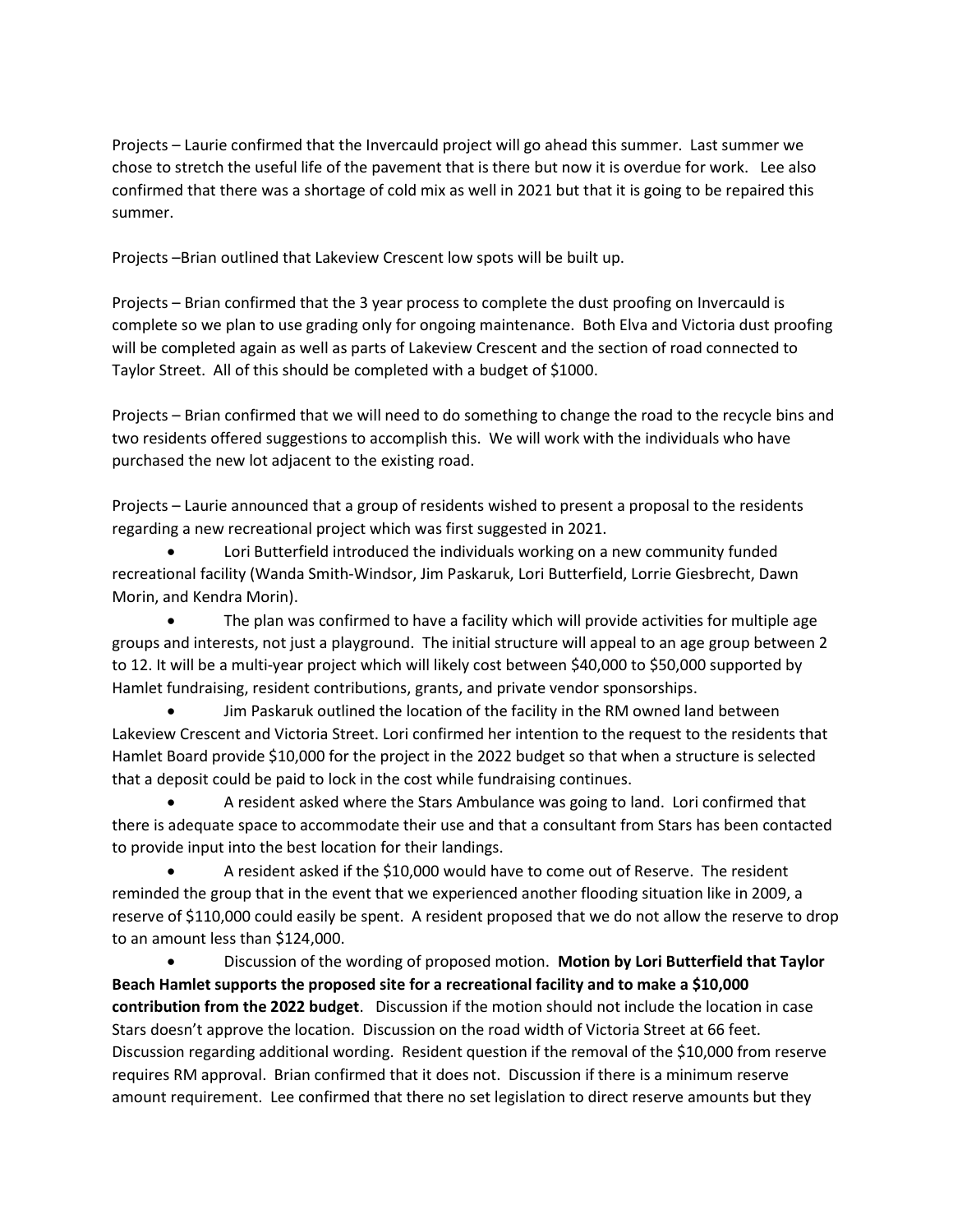Projects – Laurie confirmed that the Invercauld project will go ahead this summer. Last summer we chose to stretch the useful life of the pavement that is there but now it is overdue for work. Lee also confirmed that there was a shortage of cold mix as well in 2021 but that it is going to be repaired this summer.

Projects –Brian outlined that Lakeview Crescent low spots will be built up.

Projects – Brian confirmed that the 3 year process to complete the dust proofing on Invercauld is complete so we plan to use grading only for ongoing maintenance. Both Elva and Victoria dust proofing will be completed again as well as parts of Lakeview Crescent and the section of road connected to Taylor Street. All of this should be completed with a budget of $1000.

Projects – Brian confirmed that we will need to do something to change the road to the recycle bins and two residents offered suggestions to accomplish this. We will work with the individuals who have purchased the new lot adjacent to the existing road.

Projects – Laurie announced that a group of residents wished to present a proposal to the residents regarding a new recreational project which was first suggested in 2021.

- Lori Butterfield introduced the individuals working on a new community funded recreational facility (Wanda Smith-Windsor, Jim Paskaruk, Lori Butterfield, Lorrie Giesbrecht, Dawn Morin, and Kendra Morin).
- The plan was confirmed to have a facility which will provide activities for multiple age groups and interests, not just a playground. The initial structure will appeal to an age group between 2 to 12. It will be a multi-year project which will likely cost between $40,000 to $50,000 supported by Hamlet fundraising, resident contributions, grants, and private vendor sponsorships.
- Jim Paskaruk outlined the location of the facility in the RM owned land between Lakeview Crescent and Victoria Street. Lori confirmed her intention to the request to the residents that Hamlet Board provide $10,000 for the project in the 2022 budget so that when a structure is selected that a deposit could be paid to lock in the cost while fundraising continues.
- A resident asked where the Stars Ambulance was going to land. Lori confirmed that there is adequate space to accommodate their use and that a consultant from Stars has been contacted to provide input into the best location for their landings.
- A resident asked if the $10,000 would have to come out of Reserve. The resident reminded the group that in the event that we experienced another flooding situation like in 2009, a reserve of $110,000 could easily be spent. A resident proposed that we do not allow the reserve to drop to an amount less than $124,000.
- Discussion of the wording of proposed motion. **Motion by Lori Butterfield that Taylor Beach Hamlet supports the proposed site for a recreational facility and to make a $10,000 contribution from the 2022 budget**. Discussion if the motion should not include the location in case Stars doesn't approve the location. Discussion on the road width of Victoria Street at 66 feet. Discussion regarding additional wording. Resident question if the removal of the $10,000 from reserve requires RM approval. Brian confirmed that it does not. Discussion if there is a minimum reserve amount requirement. Lee confirmed that there no set legislation to direct reserve amounts but they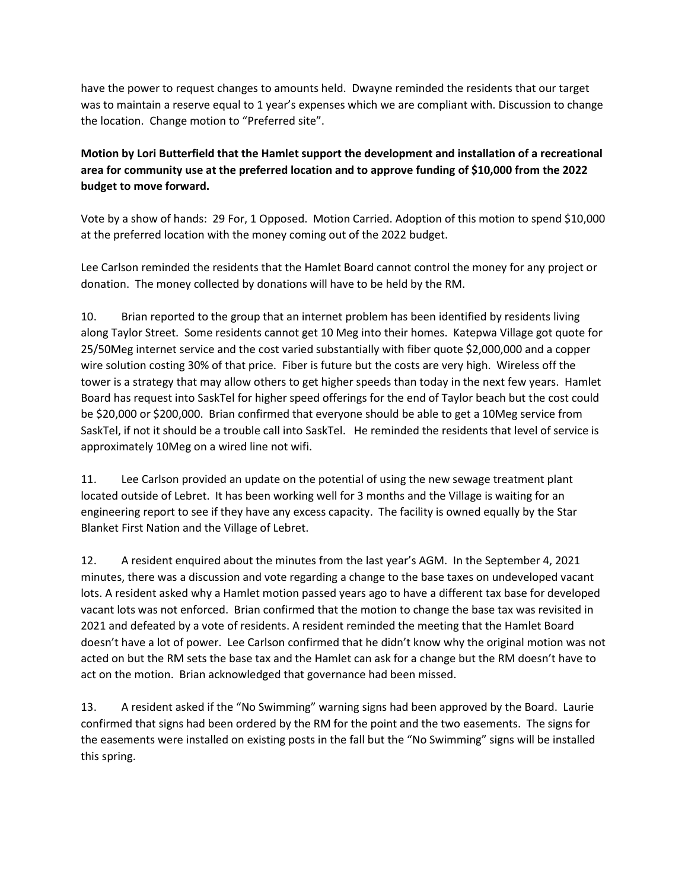have the power to request changes to amounts held. Dwayne reminded the residents that our target was to maintain a reserve equal to 1 year's expenses which we are compliant with. Discussion to change the location. Change motion to "Preferred site".

**Motion by Lori Butterfield that the Hamlet support the development and installation of a recreational area for community use at the preferred location and to approve funding of $10,000 from the 2022 budget to move forward.**

Vote by a show of hands: 29 For, 1 Opposed. Motion Carried. Adoption of this motion to spend $10,000 at the preferred location with the money coming out of the 2022 budget.

Lee Carlson reminded the residents that the Hamlet Board cannot control the money for any project or donation. The money collected by donations will have to be held by the RM.

10. Brian reported to the group that an internet problem has been identified by residents living along Taylor Street. Some residents cannot get 10 Meg into their homes. Katepwa Village got quote for 25/50Meg internet service and the cost varied substantially with fiber quote $2,000,000 and a copper wire solution costing 30% of that price. Fiber is future but the costs are very high. Wireless off the tower is a strategy that may allow others to get higher speeds than today in the next few years. Hamlet Board has request into SaskTel for higher speed offerings for the end of Taylor beach but the cost could be $20,000 or $200,000. Brian confirmed that everyone should be able to get a 10Meg service from SaskTel, if not it should be a trouble call into SaskTel. He reminded the residents that level of service is approximately 10Meg on a wired line not wifi.

11. Lee Carlson provided an update on the potential of using the new sewage treatment plant located outside of Lebret. It has been working well for 3 months and the Village is waiting for an engineering report to see if they have any excess capacity. The facility is owned equally by the Star Blanket First Nation and the Village of Lebret.

12. A resident enquired about the minutes from the last year's AGM. In the September 4, 2021 minutes, there was a discussion and vote regarding a change to the base taxes on undeveloped vacant lots. A resident asked why a Hamlet motion passed years ago to have a different tax base for developed vacant lots was not enforced. Brian confirmed that the motion to change the base tax was revisited in 2021 and defeated by a vote of residents. A resident reminded the meeting that the Hamlet Board doesn't have a lot of power. Lee Carlson confirmed that he didn't know why the original motion was not acted on but the RM sets the base tax and the Hamlet can ask for a change but the RM doesn't have to act on the motion. Brian acknowledged that governance had been missed.

13. A resident asked if the "No Swimming" warning signs had been approved by the Board. Laurie confirmed that signs had been ordered by the RM for the point and the two easements. The signs for the easements were installed on existing posts in the fall but the "No Swimming" signs will be installed this spring.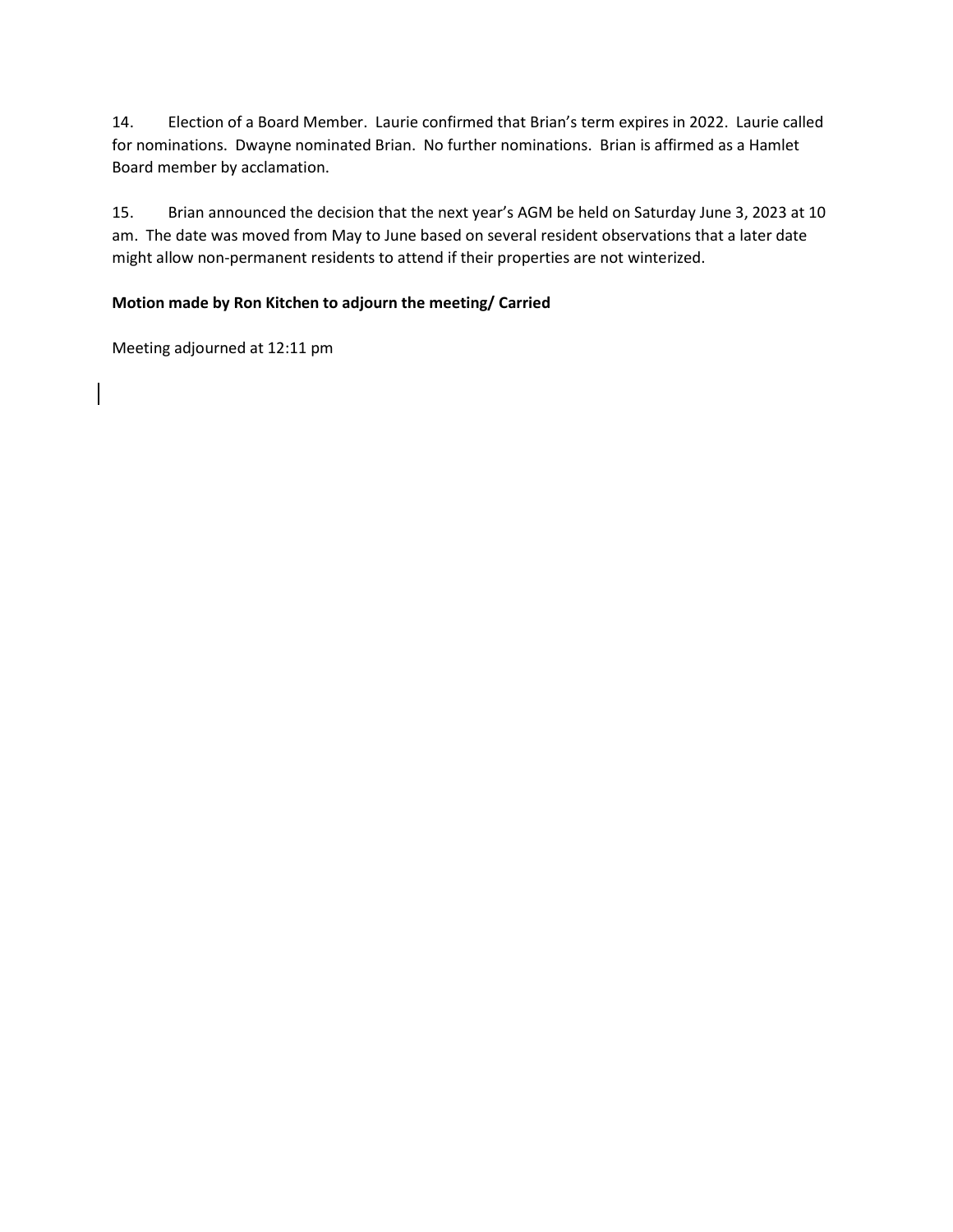14. Election of a Board Member. Laurie confirmed that Brian's term expires in 2022. Laurie called for nominations. Dwayne nominated Brian. No further nominations. Brian is affirmed as a Hamlet Board member by acclamation.

15. Brian announced the decision that the next year's AGM be held on Saturday June 3, 2023 at 10 am. The date was moved from May to June based on several resident observations that a later date might allow non-permanent residents to attend if their properties are not winterized.

**Motion made by Ron Kitchen to adjourn the meeting/ Carried**

Meeting adjourned at 12:11 pm